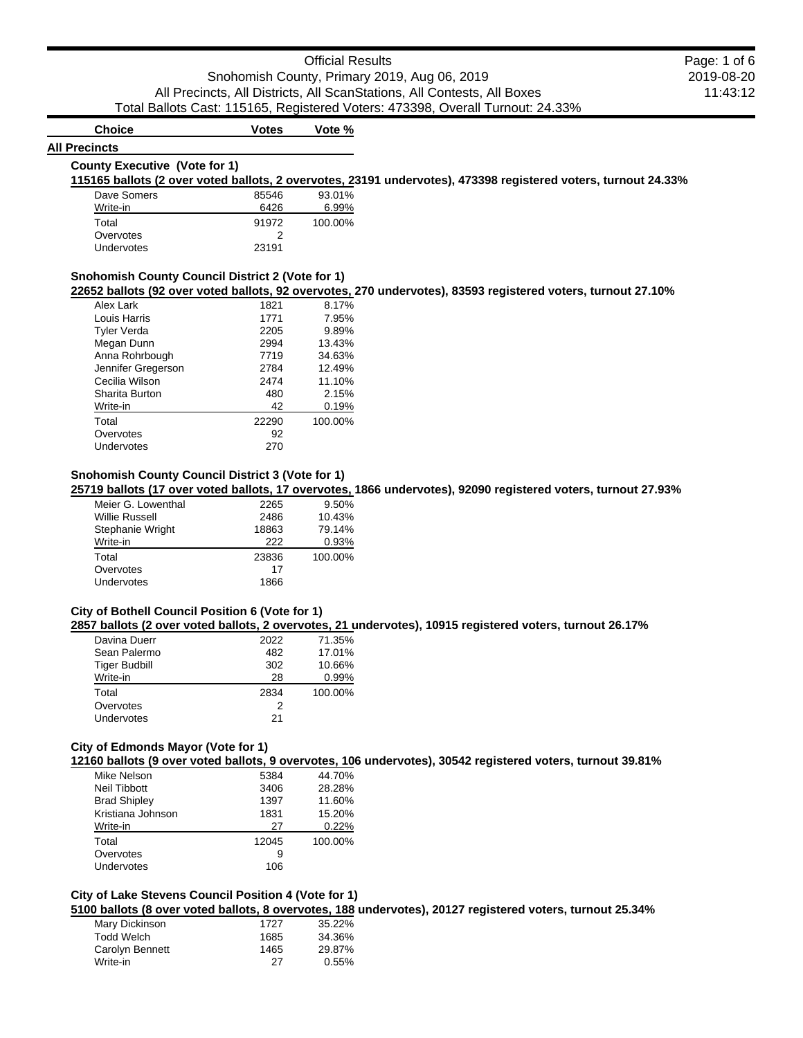# Official Results

Snohomish County, Primary 2019, Aug 06, 2019

All Precincts, All Districts, All ScanStations, All Contests, All Boxes

Total Ballots Cast: 115165, Registered Voters: 473398, Overall Turnout: 24.33%

2019-08-20
11:43:12

## All Precincts

### County Executive (Vote for 1)

**115165 ballots (2 over voted ballots, 2 overvotes, 23191 undervotes), 473398 registered voters, turnout 24.33%**

| Choice | Votes | Vote % |
|---|---|---|
| Dave Somers | 85546 | 93.01% |
| Write-in | 6426 | 6.99% |
| Total | 91972 | 100.00% |
| Overvotes | 2 | |
| Undervotes | 23191 | |

### Snohomish County Council District 2 (Vote for 1)

**22652 ballots (92 over voted ballots, 92 overvotes, 270 undervotes), 83593 registered voters, turnout 27.10%**

| Choice | Votes | Vote % |
|---|---|---|
| Alex Lark | 1821 | 8.17% |
| Louis Harris | 1771 | 7.95% |
| Tyler Verda | 2205 | 9.89% |
| Megan Dunn | 2994 | 13.43% |
| Anna Rohrbough | 7719 | 34.63% |
| Jennifer Gregerson | 2784 | 12.49% |
| Cecilia Wilson | 2474 | 11.10% |
| Sharita Burton | 480 | 2.15% |
| Write-in | 42 | 0.19% |
| Total | 22290 | 100.00% |
| Overvotes | 92 | |
| Undervotes | 270 | |

### Snohomish County Council District 3 (Vote for 1)

**25719 ballots (17 over voted ballots, 17 overvotes, 1866 undervotes), 92090 registered voters, turnout 27.93%**

| Choice | Votes | Vote % |
|---|---|---|
| Meier G. Lowenthal | 2265 | 9.50% |
| Willie Russell | 2486 | 10.43% |
| Stephanie Wright | 18863 | 79.14% |
| Write-in | 222 | 0.93% |
| Total | 23836 | 100.00% |
| Overvotes | 17 | |
| Undervotes | 1866 | |

### City of Bothell Council Position 6 (Vote for 1)

**2857 ballots (2 over voted ballots, 2 overvotes, 21 undervotes), 10915 registered voters, turnout 26.17%**

| Choice | Votes | Vote % |
|---|---|---|
| Davina Duerr | 2022 | 71.35% |
| Sean Palermo | 482 | 17.01% |
| Tiger Budbill | 302 | 10.66% |
| Write-in | 28 | 0.99% |
| Total | 2834 | 100.00% |
| Overvotes | 2 | |
| Undervotes | 21 | |

### City of Edmonds Mayor (Vote for 1)

**12160 ballots (9 over voted ballots, 9 overvotes, 106 undervotes), 30542 registered voters, turnout 39.81%**

| Choice | Votes | Vote % |
|---|---|---|
| Mike Nelson | 5384 | 44.70% |
| Neil Tibbott | 3406 | 28.28% |
| Brad Shipley | 1397 | 11.60% |
| Kristiana Johnson | 1831 | 15.20% |
| Write-in | 27 | 0.22% |
| Total | 12045 | 100.00% |
| Overvotes | 9 | |
| Undervotes | 106 | |

### City of Lake Stevens Council Position 4 (Vote for 1)

**5100 ballots (8 over voted ballots, 8 overvotes, 188 undervotes), 20127 registered voters, turnout 25.34%**

| Choice | Votes | Vote % |
|---|---|---|
| Mary Dickinson | 1727 | 35.22% |
| Todd Welch | 1685 | 34.36% |
| Carolyn Bennett | 1465 | 29.87% |
| Write-in | 27 | 0.55% |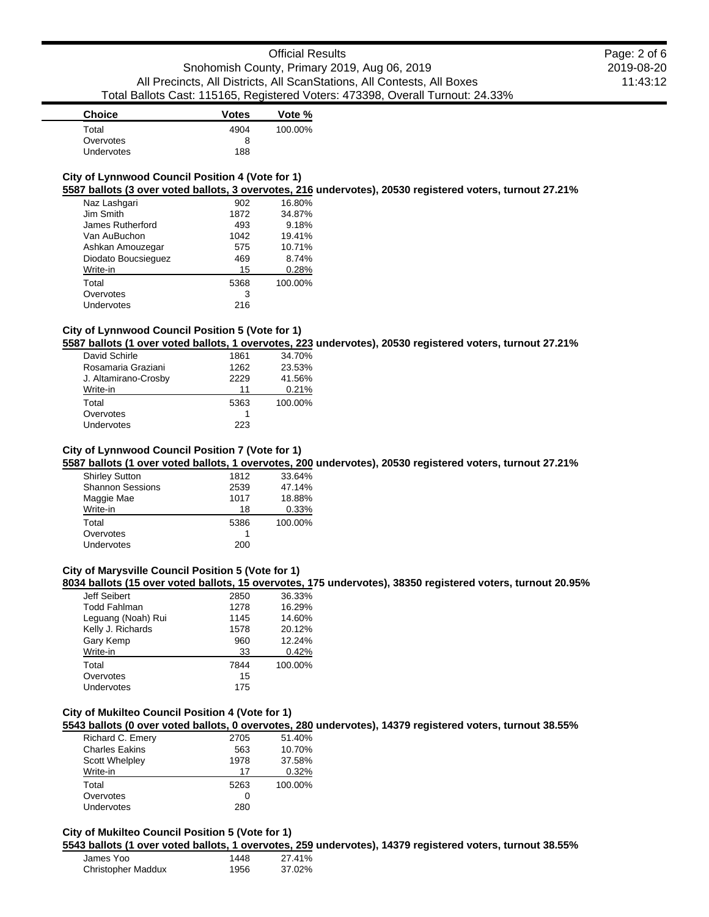| Choice | Votes | Vote % |
| --- | --- | --- |
| Total | 4904 | 100.00% |
| Overvotes | 8 | |
| Undervotes | 188 | |

### City of Lynnwood Council Position 4 (Vote for 1)

**5587 ballots (3 over voted ballots, 3 overvotes, 216 undervotes), 20530 registered voters, turnout 27.21%**

| Choice | Votes | Vote % |
| --- | --- | --- |
| Naz Lashgari | 902 | 16.80% |
| Jim Smith | 1872 | 34.87% |
| James Rutherford | 493 | 9.18% |
| Van AuBuchon | 1042 | 19.41% |
| Ashkan Amouzegar | 575 | 10.71% |
| Diodato Boucsieguez | 469 | 8.74% |
| Write-in | 15 | 0.28% |
| Total | 5368 | 100.00% |
| Overvotes | 3 | |
| Undervotes | 216 | |

### City of Lynnwood Council Position 5 (Vote for 1)

**5587 ballots (1 over voted ballots, 1 overvotes, 223 undervotes), 20530 registered voters, turnout 27.21%**

| Choice | Votes | Vote % |
| --- | --- | --- |
| David Schirle | 1861 | 34.70% |
| Rosamaria Graziani | 1262 | 23.53% |
| J. Altamirano-Crosby | 2229 | 41.56% |
| Write-in | 11 | 0.21% |
| Total | 5363 | 100.00% |
| Overvotes | 1 | |
| Undervotes | 223 | |

### City of Lynnwood Council Position 7 (Vote for 1)

**5587 ballots (1 over voted ballots, 1 overvotes, 200 undervotes), 20530 registered voters, turnout 27.21%**

| Choice | Votes | Vote % |
| --- | --- | --- |
| Shirley Sutton | 1812 | 33.64% |
| Shannon Sessions | 2539 | 47.14% |
| Maggie Mae | 1017 | 18.88% |
| Write-in | 18 | 0.33% |
| Total | 5386 | 100.00% |
| Overvotes | 1 | |
| Undervotes | 200 | |

### City of Marysville Council Position 5 (Vote for 1)

**8034 ballots (15 over voted ballots, 15 overvotes, 175 undervotes), 38350 registered voters, turnout 20.95%**

| Choice | Votes | Vote % |
| --- | --- | --- |
| Jeff Seibert | 2850 | 36.33% |
| Todd Fahlman | 1278 | 16.29% |
| Leguang (Noah) Rui | 1145 | 14.60% |
| Kelly J. Richards | 1578 | 20.12% |
| Gary Kemp | 960 | 12.24% |
| Write-in | 33 | 0.42% |
| Total | 7844 | 100.00% |
| Overvotes | 15 | |
| Undervotes | 175 | |

### City of Mukilteo Council Position 4 (Vote for 1)

**5543 ballots (0 over voted ballots, 0 overvotes, 280 undervotes), 14379 registered voters, turnout 38.55%**

| Choice | Votes | Vote % |
| --- | --- | --- |
| Richard C. Emery | 2705 | 51.40% |
| Charles Eakins | 563 | 10.70% |
| Scott Whelpley | 1978 | 37.58% |
| Write-in | 17 | 0.32% |
| Total | 5263 | 100.00% |
| Overvotes | 0 | |
| Undervotes | 280 | |

### City of Mukilteo Council Position 5 (Vote for 1)

**5543 ballots (1 over voted ballots, 1 overvotes, 259 undervotes), 14379 registered voters, turnout 38.55%**

| Choice | Votes | Vote % |
| --- | --- | --- |
| James Yoo | 1448 | 27.41% |
| Christopher Maddux | 1956 | 37.02% |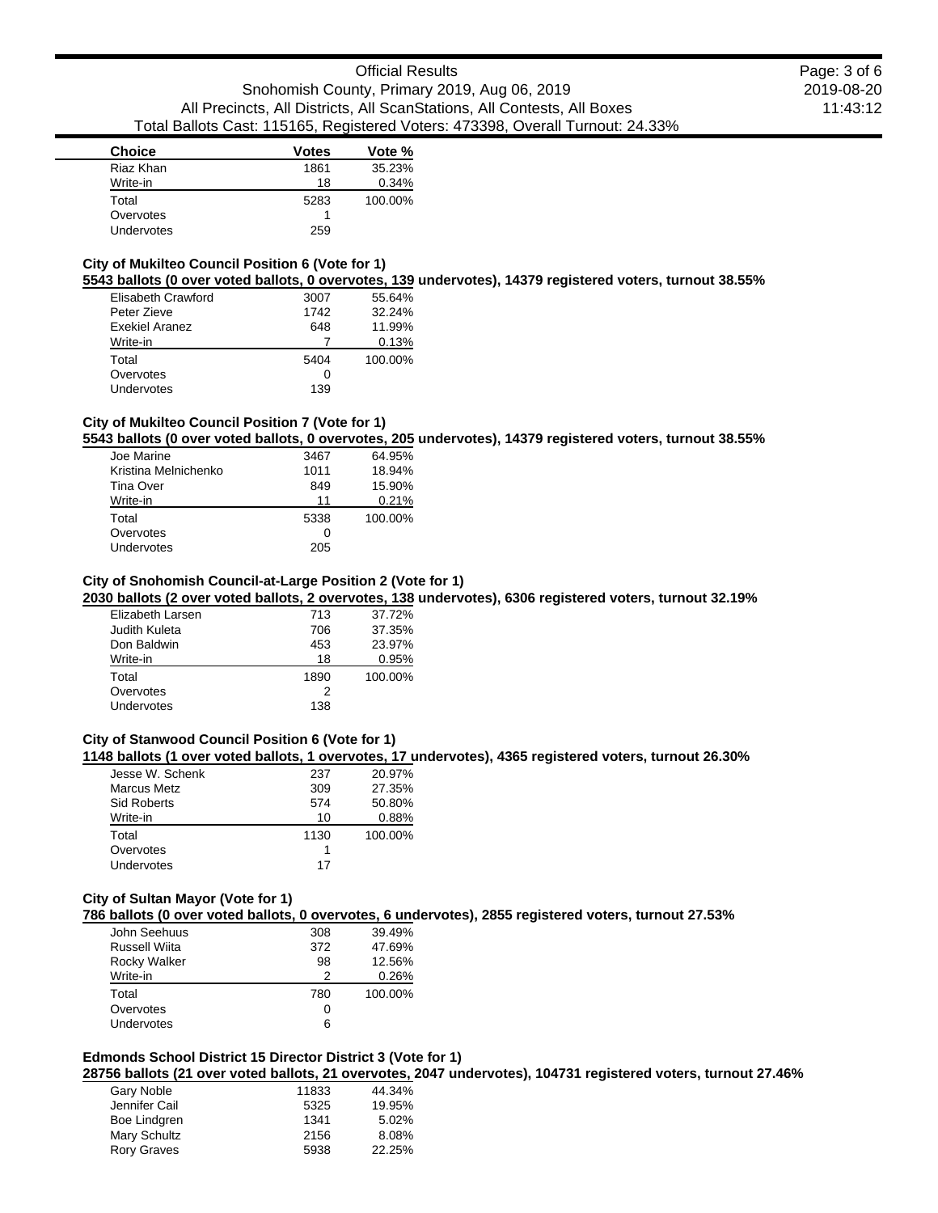| Choice | Votes | Vote % |
|---|---|---|
| Riaz Khan | 1861 | 35.23% |
| Write-in | 18 | 0.34% |
| Total | 5283 | 100.00% |
| Overvotes | 1 | |
| Undervotes | 259 | |

### City of Mukilteo Council Position 6 (Vote for 1)

**5543 ballots (0 over voted ballots, 0 overvotes, 139 undervotes), 14379 registered voters, turnout 38.55%**

| Choice | Votes | Vote % |
|---|---|---|
| Elisabeth Crawford | 3007 | 55.64% |
| Peter Zieve | 1742 | 32.24% |
| Exekiel Aranez | 648 | 11.99% |
| Write-in | 7 | 0.13% |
| Total | 5404 | 100.00% |
| Overvotes | 0 | |
| Undervotes | 139 | |

### City of Mukilteo Council Position 7 (Vote for 1)

**5543 ballots (0 over voted ballots, 0 overvotes, 205 undervotes), 14379 registered voters, turnout 38.55%**

| Choice | Votes | Vote % |
|---|---|---|
| Joe Marine | 3467 | 64.95% |
| Kristina Melnichenko | 1011 | 18.94% |
| Tina Over | 849 | 15.90% |
| Write-in | 11 | 0.21% |
| Total | 5338 | 100.00% |
| Overvotes | 0 | |
| Undervotes | 205 | |

### City of Snohomish Council-at-Large Position 2 (Vote for 1)

**2030 ballots (2 over voted ballots, 2 overvotes, 138 undervotes), 6306 registered voters, turnout 32.19%**

| Choice | Votes | Vote % |
|---|---|---|
| Elizabeth Larsen | 713 | 37.72% |
| Judith Kuleta | 706 | 37.35% |
| Don Baldwin | 453 | 23.97% |
| Write-in | 18 | 0.95% |
| Total | 1890 | 100.00% |
| Overvotes | 2 | |
| Undervotes | 138 | |

### City of Stanwood Council Position 6 (Vote for 1)

**1148 ballots (1 over voted ballots, 1 overvotes, 17 undervotes), 4365 registered voters, turnout 26.30%**

| Choice | Votes | Vote % |
|---|---|---|
| Jesse W. Schenk | 237 | 20.97% |
| Marcus Metz | 309 | 27.35% |
| Sid Roberts | 574 | 50.80% |
| Write-in | 10 | 0.88% |
| Total | 1130 | 100.00% |
| Overvotes | 1 | |
| Undervotes | 17 | |

### City of Sultan Mayor (Vote for 1)

**786 ballots (0 over voted ballots, 0 overvotes, 6 undervotes), 2855 registered voters, turnout 27.53%**

| Choice | Votes | Vote % |
|---|---|---|
| John Seehuus | 308 | 39.49% |
| Russell Wiita | 372 | 47.69% |
| Rocky Walker | 98 | 12.56% |
| Write-in | 2 | 0.26% |
| Total | 780 | 100.00% |
| Overvotes | 0 | |
| Undervotes | 6 | |

### Edmonds School District 15 Director District 3 (Vote for 1)

**28756 ballots (21 over voted ballots, 21 overvotes, 2047 undervotes), 104731 registered voters, turnout 27.46%**

| Choice | Votes | Vote % |
|---|---|---|
| Gary Noble | 11833 | 44.34% |
| Jennifer Cail | 5325 | 19.95% |
| Boe Lindgren | 1341 | 5.02% |
| Mary Schultz | 2156 | 8.08% |
| Rory Graves | 5938 | 22.25% |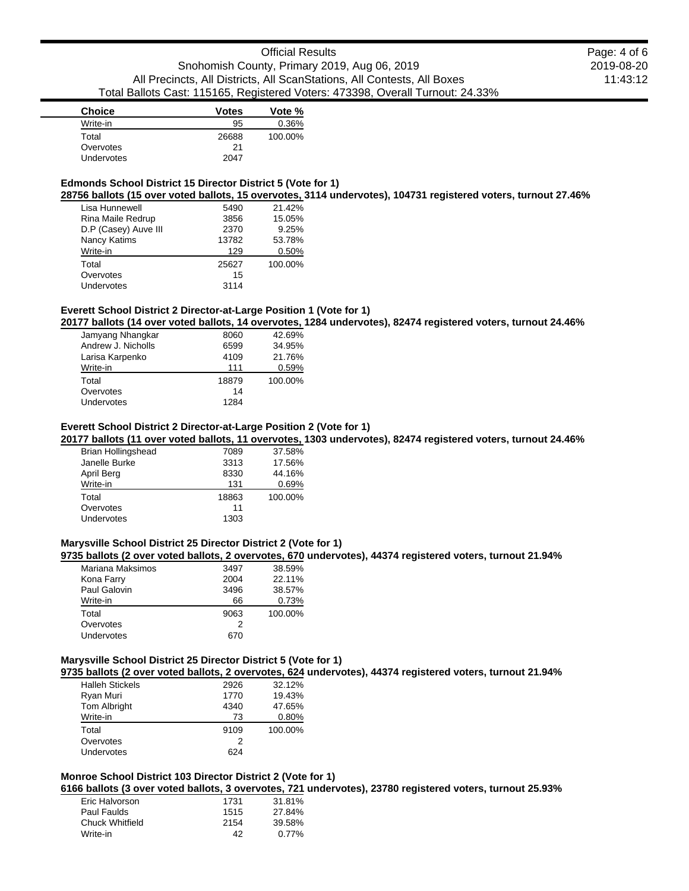| Choice | Votes | Vote % |
|---|---|---|
| Write-in | 95 | 0.36% |
| Total | 26688 | 100.00% |
| Overvotes | 21 | |
| Undervotes | 2047 | |

### Edmonds School District 15 Director District 5 (Vote for 1)

**28756 ballots (15 over voted ballots, 15 overvotes, 3114 undervotes), 104731 registered voters, turnout 27.46%**

| Choice | Votes | Vote % |
|---|---|---|
| Lisa Hunnewell | 5490 | 21.42% |
| Rina Maile Redrup | 3856 | 15.05% |
| D.P (Casey) Auve III | 2370 | 9.25% |
| Nancy Katims | 13782 | 53.78% |
| Write-in | 129 | 0.50% |
| Total | 25627 | 100.00% |
| Overvotes | 15 | |
| Undervotes | 3114 | |

### Everett School District 2 Director-at-Large Position 1 (Vote for 1)

**20177 ballots (14 over voted ballots, 14 overvotes, 1284 undervotes), 82474 registered voters, turnout 24.46%**

| Choice | Votes | Vote % |
|---|---|---|
| Jamyang Nhangkar | 8060 | 42.69% |
| Andrew J. Nicholls | 6599 | 34.95% |
| Larisa Karpenko | 4109 | 21.76% |
| Write-in | 111 | 0.59% |
| Total | 18879 | 100.00% |
| Overvotes | 14 | |
| Undervotes | 1284 | |

### Everett School District 2 Director-at-Large Position 2 (Vote for 1)

**20177 ballots (11 over voted ballots, 11 overvotes, 1303 undervotes), 82474 registered voters, turnout 24.46%**

| Choice | Votes | Vote % |
|---|---|---|
| Brian Hollingshead | 7089 | 37.58% |
| Janelle Burke | 3313 | 17.56% |
| April Berg | 8330 | 44.16% |
| Write-in | 131 | 0.69% |
| Total | 18863 | 100.00% |
| Overvotes | 11 | |
| Undervotes | 1303 | |

### Marysville School District 25 Director District 2 (Vote for 1)

**9735 ballots (2 over voted ballots, 2 overvotes, 670 undervotes), 44374 registered voters, turnout 21.94%**

| Choice | Votes | Vote % |
|---|---|---|
| Mariana Maksimos | 3497 | 38.59% |
| Kona Farry | 2004 | 22.11% |
| Paul Galovin | 3496 | 38.57% |
| Write-in | 66 | 0.73% |
| Total | 9063 | 100.00% |
| Overvotes | 2 | |
| Undervotes | 670 | |

### Marysville School District 25 Director District 5 (Vote for 1)

**9735 ballots (2 over voted ballots, 2 overvotes, 624 undervotes), 44374 registered voters, turnout 21.94%**

| Choice | Votes | Vote % |
|---|---|---|
| Halleh Stickels | 2926 | 32.12% |
| Ryan Muri | 1770 | 19.43% |
| Tom Albright | 4340 | 47.65% |
| Write-in | 73 | 0.80% |
| Total | 9109 | 100.00% |
| Overvotes | 2 | |
| Undervotes | 624 | |

### Monroe School District 103 Director District 2 (Vote for 1)

**6166 ballots (3 over voted ballots, 3 overvotes, 721 undervotes), 23780 registered voters, turnout 25.93%**

| Choice | Votes | Vote % |
|---|---|---|
| Eric Halvorson | 1731 | 31.81% |
| Paul Faulds | 1515 | 27.84% |
| Chuck Whitfield | 2154 | 39.58% |
| Write-in | 42 | 0.77% |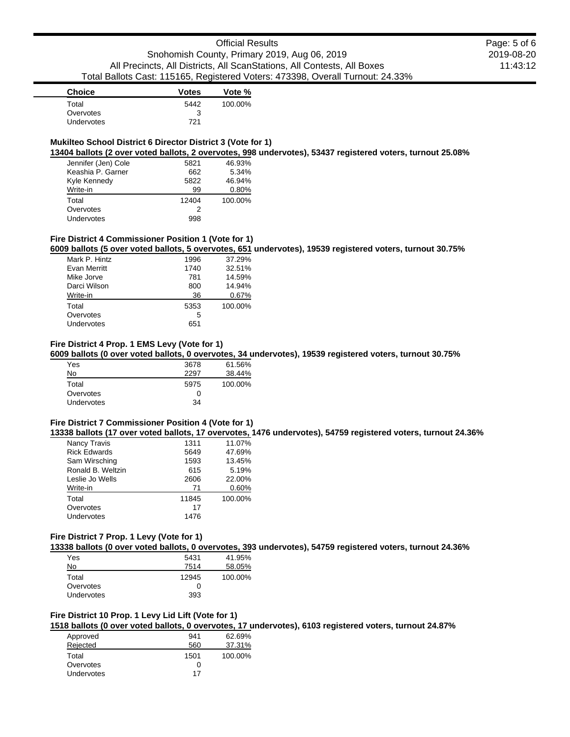| Choice | Votes | Vote % |
|---|---|---|
| Total | 5442 | 100.00% |
| Overvotes | 3 | |
| Undervotes | 721 | |

### Mukilteo School District 6 Director District 3 (Vote for 1)

**13404 ballots (2 over voted ballots, 2 overvotes, 998 undervotes), 53437 registered voters, turnout 25.08%**

| Choice | Votes | Vote % |
|---|---|---|
| Jennifer (Jen) Cole | 5821 | 46.93% |
| Keashia P. Garner | 662 | 5.34% |
| Kyle Kennedy | 5822 | 46.94% |
| Write-in | 99 | 0.80% |
| Total | 12404 | 100.00% |
| Overvotes | 2 | |
| Undervotes | 998 | |

### Fire District 4 Commissioner Position 1 (Vote for 1)

**6009 ballots (5 over voted ballots, 5 overvotes, 651 undervotes), 19539 registered voters, turnout 30.75%**

| Choice | Votes | Vote % |
|---|---|---|
| Mark P. Hintz | 1996 | 37.29% |
| Evan Merritt | 1740 | 32.51% |
| Mike Jorve | 781 | 14.59% |
| Darci Wilson | 800 | 14.94% |
| Write-in | 36 | 0.67% |
| Total | 5353 | 100.00% |
| Overvotes | 5 | |
| Undervotes | 651 | |

### Fire District 4 Prop. 1 EMS Levy (Vote for 1)

**6009 ballots (0 over voted ballots, 0 overvotes, 34 undervotes), 19539 registered voters, turnout 30.75%**

| Choice | Votes | Vote % |
|---|---|---|
| Yes | 3678 | 61.56% |
| No | 2297 | 38.44% |
| Total | 5975 | 100.00% |
| Overvotes | 0 | |
| Undervotes | 34 | |

### Fire District 7 Commissioner Position 4 (Vote for 1)

**13338 ballots (17 over voted ballots, 17 overvotes, 1476 undervotes), 54759 registered voters, turnout 24.36%**

| Choice | Votes | Vote % |
|---|---|---|
| Nancy Travis | 1311 | 11.07% |
| Rick Edwards | 5649 | 47.69% |
| Sam Wirsching | 1593 | 13.45% |
| Ronald B. Weltzin | 615 | 5.19% |
| Leslie Jo Wells | 2606 | 22.00% |
| Write-in | 71 | 0.60% |
| Total | 11845 | 100.00% |
| Overvotes | 17 | |
| Undervotes | 1476 | |

### Fire District 7 Prop. 1 Levy (Vote for 1)

**13338 ballots (0 over voted ballots, 0 overvotes, 393 undervotes), 54759 registered voters, turnout 24.36%**

| Choice | Votes | Vote % |
|---|---|---|
| Yes | 5431 | 41.95% |
| No | 7514 | 58.05% |
| Total | 12945 | 100.00% |
| Overvotes | 0 | |
| Undervotes | 393 | |

### Fire District 10 Prop. 1 Levy Lid Lift (Vote for 1)

**1518 ballots (0 over voted ballots, 0 overvotes, 17 undervotes), 6103 registered voters, turnout 24.87%**

| Choice | Votes | Vote % |
|---|---|---|
| Approved | 941 | 62.69% |
| Rejected | 560 | 37.31% |
| Total | 1501 | 100.00% |
| Overvotes | 0 | |
| Undervotes | 17 | |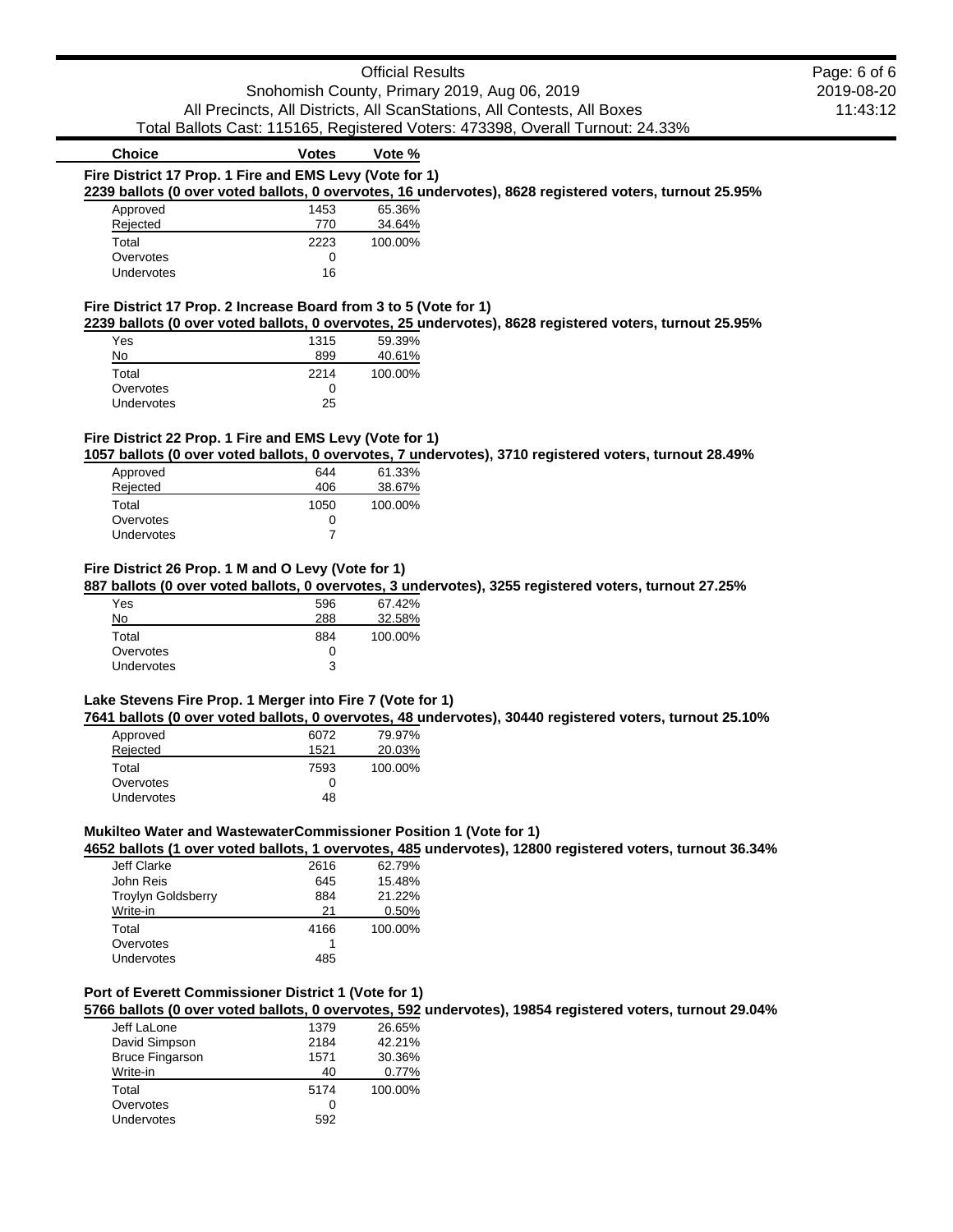| Choice | Votes | Vote % |
|---|---|---|

### Fire District 17 Prop. 1 Fire and EMS Levy (Vote for 1)

**2239 ballots (0 over voted ballots, 0 overvotes, 16 undervotes), 8628 registered voters, turnout 25.95%**

| Choice | Votes | Vote % |
|---|---|---|
| Approved | 1453 | 65.36% |
| Rejected | 770 | 34.64% |
| Total | 2223 | 100.00% |
| Overvotes | 0 | |
| Undervotes | 16 | |

### Fire District 17 Prop. 2 Increase Board from 3 to 5 (Vote for 1)

**2239 ballots (0 over voted ballots, 0 overvotes, 25 undervotes), 8628 registered voters, turnout 25.95%**

| Choice | Votes | Vote % |
|---|---|---|
| Yes | 1315 | 59.39% |
| No | 899 | 40.61% |
| Total | 2214 | 100.00% |
| Overvotes | 0 | |
| Undervotes | 25 | |

### Fire District 22 Prop. 1 Fire and EMS Levy (Vote for 1)

**1057 ballots (0 over voted ballots, 0 overvotes, 7 undervotes), 3710 registered voters, turnout 28.49%**

| Choice | Votes | Vote % |
|---|---|---|
| Approved | 644 | 61.33% |
| Rejected | 406 | 38.67% |
| Total | 1050 | 100.00% |
| Overvotes | 0 | |
| Undervotes | 7 | |

### Fire District 26 Prop. 1 M and O Levy (Vote for 1)

**887 ballots (0 over voted ballots, 0 overvotes, 3 undervotes), 3255 registered voters, turnout 27.25%**

| Choice | Votes | Vote % |
|---|---|---|
| Yes | 596 | 67.42% |
| No | 288 | 32.58% |
| Total | 884 | 100.00% |
| Overvotes | 0 | |
| Undervotes | 3 | |

### Lake Stevens Fire Prop. 1 Merger into Fire 7 (Vote for 1)

**7641 ballots (0 over voted ballots, 0 overvotes, 48 undervotes), 30440 registered voters, turnout 25.10%**

| Choice | Votes | Vote % |
|---|---|---|
| Approved | 6072 | 79.97% |
| Rejected | 1521 | 20.03% |
| Total | 7593 | 100.00% |
| Overvotes | 0 | |
| Undervotes | 48 | |

### Mukilteo Water and WastewaterCommissioner Position 1 (Vote for 1)

**4652 ballots (1 over voted ballots, 1 overvotes, 485 undervotes), 12800 registered voters, turnout 36.34%**

| Choice | Votes | Vote % |
|---|---|---|
| Jeff Clarke | 2616 | 62.79% |
| John Reis | 645 | 15.48% |
| Troylyn Goldsberry | 884 | 21.22% |
| Write-in | 21 | 0.50% |
| Total | 4166 | 100.00% |
| Overvotes | 1 | |
| Undervotes | 485 | |

### Port of Everett Commissioner District 1 (Vote for 1)

**5766 ballots (0 over voted ballots, 0 overvotes, 592 undervotes), 19854 registered voters, turnout 29.04%**

| Choice | Votes | Vote % |
|---|---|---|
| Jeff LaLone | 1379 | 26.65% |
| David Simpson | 2184 | 42.21% |
| Bruce Fingarson | 1571 | 30.36% |
| Write-in | 40 | 0.77% |
| Total | 5174 | 100.00% |
| Overvotes | 0 | |
| Undervotes | 592 | |